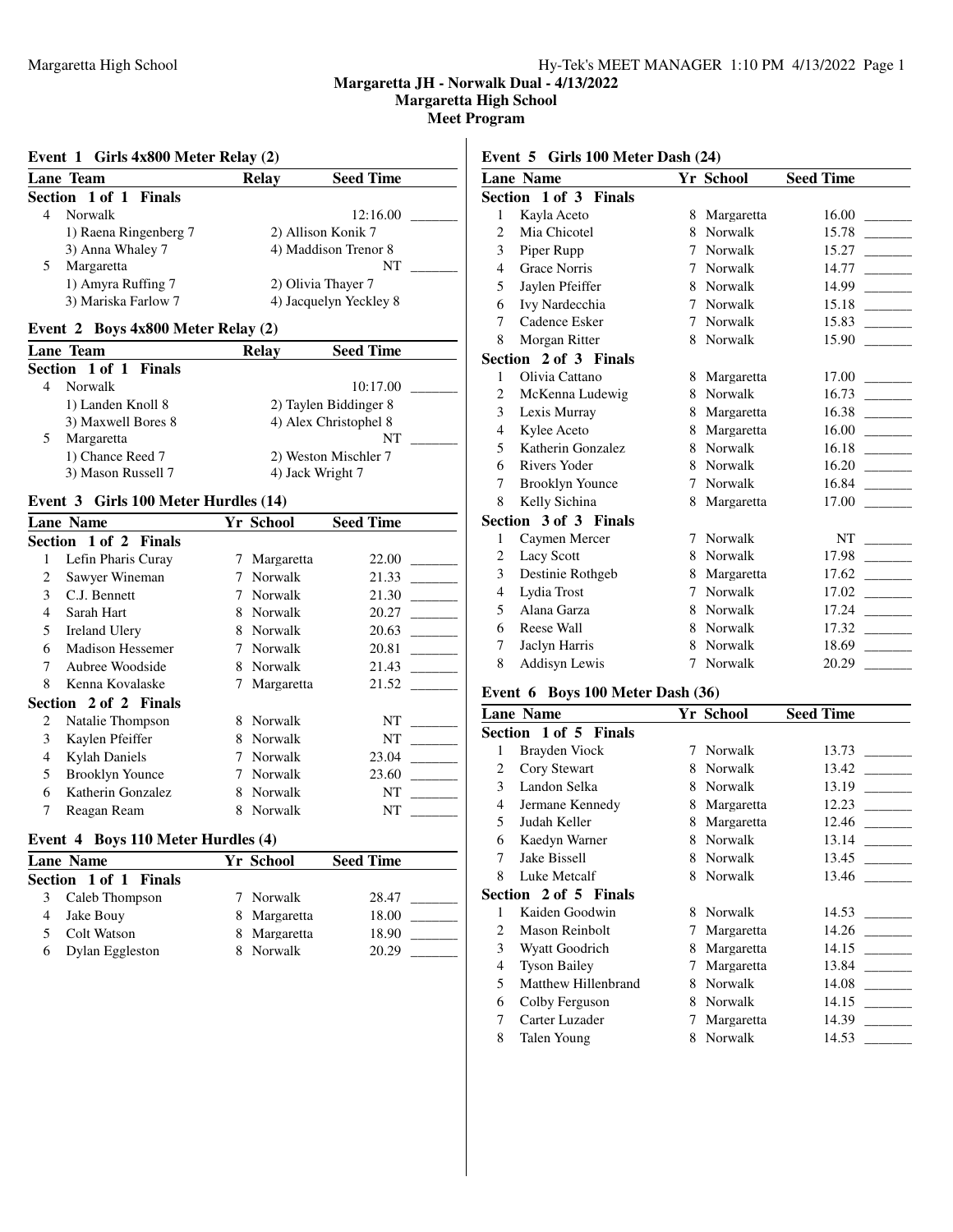# Margaretta JH - Norwalk Dual - 4/13/2022

## Margaretta High School

## Meet Program

### Event 1 Girls 4x800 Meter Relay (2)

| Lane | Team | Relay | Seed Time |
|---|---|---|---|
| **Section 1 of 1 Finals** | | | |
| 4 | Norwalk | | 12:16.00 |
| | 1) Raena Ringenberg 7 | 2) Allison Konik 7 | |
| | 3) Anna Whaley 7 | 4) Maddison Trenor 8 | |
| 5 | Margaretta | | NT |
| | 1) Amyra Ruffing 7 | 2) Olivia Thayer 7 | |
| | 3) Mariska Farlow 7 | 4) Jacquelyn Yeckley 8 | |

### Event 2 Boys 4x800 Meter Relay (2)

| Lane | Team | Relay | Seed Time |
|---|---|---|---|
| **Section 1 of 1 Finals** | | | |
| 4 | Norwalk | | 10:17.00 |
| | 1) Landen Knoll 8 | 2) Taylen Biddinger 8 | |
| | 3) Maxwell Bores 8 | 4) Alex Christophel 8 | |
| 5 | Margaretta | | NT |
| | 1) Chance Reed 7 | 2) Weston Mischler 7 | |
| | 3) Mason Russell 7 | 4) Jack Wright 7 | |

### Event 3 Girls 100 Meter Hurdles (14)

| Lane | Name | Yr | School | Seed Time |
|---|---|---|---|---|
| **Section 1 of 2 Finals** | | | | |
| 1 | Lefin Pharis Curay | 7 | Margaretta | 22.00 |
| 2 | Sawyer Wineman | 7 | Norwalk | 21.33 |
| 3 | C.J. Bennett | 7 | Norwalk | 21.30 |
| 4 | Sarah Hart | 8 | Norwalk | 20.27 |
| 5 | Ireland Ulery | 8 | Norwalk | 20.63 |
| 6 | Madison Hessemer | 7 | Norwalk | 20.81 |
| 7 | Aubree Woodside | 8 | Norwalk | 21.43 |
| 8 | Kenna Kovalaske | 7 | Margaretta | 21.52 |
| **Section 2 of 2 Finals** | | | | |
| 2 | Natalie Thompson | 8 | Norwalk | NT |
| 3 | Kaylen Pfeiffer | 8 | Norwalk | NT |
| 4 | Kylah Daniels | 7 | Norwalk | 23.04 |
| 5 | Brooklyn Younce | 7 | Norwalk | 23.60 |
| 6 | Katherin Gonzalez | 8 | Norwalk | NT |
| 7 | Reagan Ream | 8 | Norwalk | NT |

### Event 4 Boys 110 Meter Hurdles (4)

| Lane | Name | Yr | School | Seed Time |
|---|---|---|---|---|
| **Section 1 of 1 Finals** | | | | |
| 3 | Caleb Thompson | 7 | Norwalk | 28.47 |
| 4 | Jake Bouy | 8 | Margaretta | 18.00 |
| 5 | Colt Watson | 8 | Margaretta | 18.90 |
| 6 | Dylan Eggleston | 8 | Norwalk | 20.29 |

### Event 5 Girls 100 Meter Dash (24)

| Lane | Name | Yr | School | Seed Time |
|---|---|---|---|---|
| **Section 1 of 3 Finals** | | | | |
| 1 | Kayla Aceto | 8 | Margaretta | 16.00 |
| 2 | Mia Chicotel | 8 | Norwalk | 15.78 |
| 3 | Piper Rupp | 7 | Norwalk | 15.27 |
| 4 | Grace Norris | 7 | Norwalk | 14.77 |
| 5 | Jaylen Pfeiffer | 8 | Norwalk | 14.99 |
| 6 | Ivy Nardecchia | 7 | Norwalk | 15.18 |
| 7 | Cadence Esker | 7 | Norwalk | 15.83 |
| 8 | Morgan Ritter | 8 | Norwalk | 15.90 |
| **Section 2 of 3 Finals** | | | | |
| 1 | Olivia Cattano | 8 | Margaretta | 17.00 |
| 2 | McKenna Ludewig | 8 | Norwalk | 16.73 |
| 3 | Lexis Murray | 8 | Margaretta | 16.38 |
| 4 | Kylee Aceto | 8 | Margaretta | 16.00 |
| 5 | Katherin Gonzalez | 8 | Norwalk | 16.18 |
| 6 | Rivers Yoder | 8 | Norwalk | 16.20 |
| 7 | Brooklyn Younce | 7 | Norwalk | 16.84 |
| 8 | Kelly Sichina | 8 | Margaretta | 17.00 |
| **Section 3 of 3 Finals** | | | | |
| 1 | Caymen Mercer | 7 | Norwalk | NT |
| 2 | Lacy Scott | 8 | Norwalk | 17.98 |
| 3 | Destinie Rothgeb | 8 | Margaretta | 17.62 |
| 4 | Lydia Trost | 7 | Norwalk | 17.02 |
| 5 | Alana Garza | 8 | Norwalk | 17.24 |
| 6 | Reese Wall | 8 | Norwalk | 17.32 |
| 7 | Jaclyn Harris | 8 | Norwalk | 18.69 |
| 8 | Addisyn Lewis | 7 | Norwalk | 20.29 |

### Event 6 Boys 100 Meter Dash (36)

| Lane | Name | Yr | School | Seed Time |
|---|---|---|---|---|
| **Section 1 of 5 Finals** | | | | |
| 1 | Brayden Viock | 7 | Norwalk | 13.73 |
| 2 | Cory Stewart | 8 | Norwalk | 13.42 |
| 3 | Landon Selka | 8 | Norwalk | 13.19 |
| 4 | Jermane Kennedy | 8 | Margaretta | 12.23 |
| 5 | Judah Keller | 8 | Margaretta | 12.46 |
| 6 | Kaedyn Warner | 8 | Norwalk | 13.14 |
| 7 | Jake Bissell | 8 | Norwalk | 13.45 |
| 8 | Luke Metcalf | 8 | Norwalk | 13.46 |
| **Section 2 of 5 Finals** | | | | |
| 1 | Kaiden Goodwin | 8 | Norwalk | 14.53 |
| 2 | Mason Reinbolt | 7 | Margaretta | 14.26 |
| 3 | Wyatt Goodrich | 8 | Margaretta | 14.15 |
| 4 | Tyson Bailey | 7 | Margaretta | 13.84 |
| 5 | Matthew Hillenbrand | 8 | Norwalk | 14.08 |
| 6 | Colby Ferguson | 8 | Norwalk | 14.15 |
| 7 | Carter Luzader | 7 | Margaretta | 14.39 |
| 8 | Talen Young | 8 | Norwalk | 14.53 |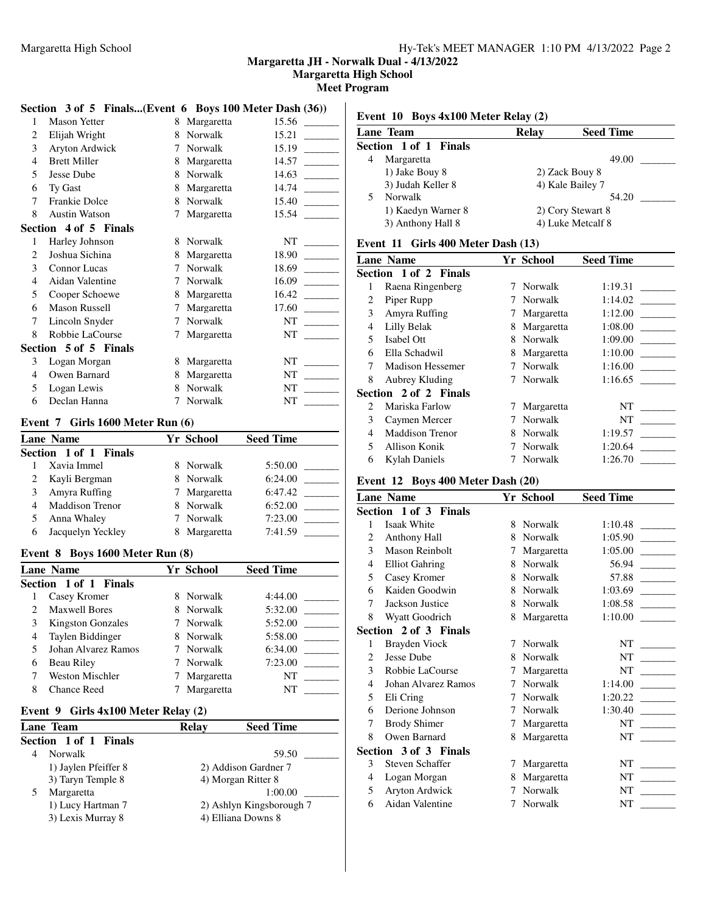## Margaretta JH - Norwalk Dual - 4/13/2022
### Margaretta High School
### Meet Program

### Section 3 of 5 Finals...(Event 6 Boys 100 Meter Dash (36))

| Lane | Name | Yr | School | Seed Time | |
|---|---|---|---|---|---|
| 1 | Mason Yetter | 8 | Margaretta | 15.56 | _______ |
| 2 | Elijah Wright | 8 | Norwalk | 15.21 | _______ |
| 3 | Aryton Ardwick | 7 | Norwalk | 15.19 | _______ |
| 4 | Brett Miller | 8 | Margaretta | 14.57 | _______ |
| 5 | Jesse Dube | 8 | Norwalk | 14.63 | _______ |
| 6 | Ty Gast | 8 | Margaretta | 14.74 | _______ |
| 7 | Frankie Dolce | 8 | Norwalk | 15.40 | _______ |
| 8 | Austin Watson | 7 | Margaretta | 15.54 | _______ |
| **Section 4 of 5 Finals** | | | | | |
| 1 | Harley Johnson | 8 | Norwalk | NT | _______ |
| 2 | Joshua Sichina | 8 | Margaretta | 18.90 | _______ |
| 3 | Connor Lucas | 7 | Norwalk | 18.69 | _______ |
| 4 | Aidan Valentine | 7 | Norwalk | 16.09 | _______ |
| 5 | Cooper Schoewe | 8 | Margaretta | 16.42 | _______ |
| 6 | Mason Russell | 7 | Margaretta | 17.60 | _______ |
| 7 | Lincoln Snyder | 7 | Norwalk | NT | _______ |
| 8 | Robbie LaCourse | 7 | Margaretta | NT | _______ |
| **Section 5 of 5 Finals** | | | | | |
| 3 | Logan Morgan | 8 | Margaretta | NT | _______ |
| 4 | Owen Barnard | 8 | Margaretta | NT | _______ |
| 5 | Logan Lewis | 8 | Norwalk | NT | _______ |
| 6 | Declan Hanna | 7 | Norwalk | NT | _______ |

### Event 7 Girls 1600 Meter Run (6)

| Lane | Name | Yr | School | Seed Time | |
|---|---|---|---|---|---|
| **Section 1 of 1 Finals** | | | | | |
| 1 | Xavia Immel | 8 | Norwalk | 5:50.00 | _______ |
| 2 | Kayli Bergman | 8 | Norwalk | 6:24.00 | _______ |
| 3 | Amyra Ruffing | 7 | Margaretta | 6:47.42 | _______ |
| 4 | Maddison Trenor | 8 | Norwalk | 6:52.00 | _______ |
| 5 | Anna Whaley | 7 | Norwalk | 7:23.00 | _______ |
| 6 | Jacquelyn Yeckley | 8 | Margaretta | 7:41.59 | _______ |

### Event 8 Boys 1600 Meter Run (8)

| Lane | Name | Yr | School | Seed Time | |
|---|---|---|---|---|---|
| **Section 1 of 1 Finals** | | | | | |
| 1 | Casey Kromer | 8 | Norwalk | 4:44.00 | _______ |
| 2 | Maxwell Bores | 8 | Norwalk | 5:32.00 | _______ |
| 3 | Kingston Gonzales | 7 | Norwalk | 5:52.00 | _______ |
| 4 | Taylen Biddinger | 8 | Norwalk | 5:58.00 | _______ |
| 5 | Johan Alvarez Ramos | 7 | Norwalk | 6:34.00 | _______ |
| 6 | Beau Riley | 7 | Norwalk | 7:23.00 | _______ |
| 7 | Weston Mischler | 7 | Margaretta | NT | _______ |
| 8 | Chance Reed | 7 | Margaretta | NT | _______ |

### Event 9 Girls 4x100 Meter Relay (2)

| Lane | Team | Relay | Seed Time | |
|---|---|---|---|---|
| **Section 1 of 1 Finals** | | | | |
| 4 | Norwalk | | 59.50 | _______ |
| | 1) Jaylen Pfeiffer 8 | 2) Addison Gardner 7 | | |
| | 3) Taryn Temple 8 | 4) Morgan Ritter 8 | | |
| 5 | Margaretta | | 1:00.00 | _______ |
| | 1) Lucy Hartman 7 | 2) Ashlyn Kingsborough 7 | | |
| | 3) Lexis Murray 8 | 4) Elliana Downs 8 | | |

### Event 10 Boys 4x100 Meter Relay (2)

| Lane | Team | Relay | Seed Time | |
|---|---|---|---|---|
| **Section 1 of 1 Finals** | | | | |
| 4 | Margaretta | | 49.00 | _______ |
| | 1) Jake Bouy 8 | 2) Zack Bouy 8 | | |
| | 3) Judah Keller 8 | 4) Kale Bailey 7 | | |
| 5 | Norwalk | | 54.20 | _______ |
| | 1) Kaedyn Warner 8 | 2) Cory Stewart 8 | | |
| | 3) Anthony Hall 8 | 4) Luke Metcalf 8 | | |

### Event 11 Girls 400 Meter Dash (13)

| Lane | Name | Yr | School | Seed Time | |
|---|---|---|---|---|---|
| **Section 1 of 2 Finals** | | | | | |
| 1 | Raena Ringenberg | 7 | Norwalk | 1:19.31 | _______ |
| 2 | Piper Rupp | 7 | Norwalk | 1:14.02 | _______ |
| 3 | Amyra Ruffing | 7 | Margaretta | 1:12.00 | _______ |
| 4 | Lilly Belak | 8 | Margaretta | 1:08.00 | _______ |
| 5 | Isabel Ott | 8 | Norwalk | 1:09.00 | _______ |
| 6 | Ella Schadwil | 8 | Margaretta | 1:10.00 | _______ |
| 7 | Madison Hessemer | 7 | Norwalk | 1:16.00 | _______ |
| 8 | Aubrey Kluding | 7 | Norwalk | 1:16.65 | _______ |
| **Section 2 of 2 Finals** | | | | | |
| 2 | Mariska Farlow | 7 | Margaretta | NT | _______ |
| 3 | Caymen Mercer | 7 | Norwalk | NT | _______ |
| 4 | Maddison Trenor | 8 | Norwalk | 1:19.57 | _______ |
| 5 | Allison Konik | 7 | Norwalk | 1:20.64 | _______ |
| 6 | Kylah Daniels | 7 | Norwalk | 1:26.70 | _______ |

### Event 12 Boys 400 Meter Dash (20)

| Lane | Name | Yr | School | Seed Time | |
|---|---|---|---|---|---|
| **Section 1 of 3 Finals** | | | | | |
| 1 | Isaak White | 8 | Norwalk | 1:10.48 | _______ |
| 2 | Anthony Hall | 8 | Norwalk | 1:05.90 | _______ |
| 3 | Mason Reinbolt | 7 | Margaretta | 1:05.00 | _______ |
| 4 | Elliot Gahring | 8 | Norwalk | 56.94 | _______ |
| 5 | Casey Kromer | 8 | Norwalk | 57.88 | _______ |
| 6 | Kaiden Goodwin | 8 | Norwalk | 1:03.69 | _______ |
| 7 | Jackson Justice | 8 | Norwalk | 1:08.58 | _______ |
| 8 | Wyatt Goodrich | 8 | Margaretta | 1:10.00 | _______ |
| **Section 2 of 3 Finals** | | | | | |
| 1 | Brayden Viock | 7 | Norwalk | NT | _______ |
| 2 | Jesse Dube | 8 | Norwalk | NT | _______ |
| 3 | Robbie LaCourse | 7 | Margaretta | NT | _______ |
| 4 | Johan Alvarez Ramos | 7 | Norwalk | 1:14.00 | _______ |
| 5 | Eli Cring | 7 | Norwalk | 1:20.22 | _______ |
| 6 | Derione Johnson | 7 | Norwalk | 1:30.40 | _______ |
| 7 | Brody Shimer | 7 | Margaretta | NT | _______ |
| 8 | Owen Barnard | 8 | Margaretta | NT | _______ |
| **Section 3 of 3 Finals** | | | | | |
| 3 | Steven Schaffer | 7 | Margaretta | NT | _______ |
| 4 | Logan Morgan | 8 | Margaretta | NT | _______ |
| 5 | Aryton Ardwick | 7 | Norwalk | NT | _______ |
| 6 | Aidan Valentine | 7 | Norwalk | NT | _______ |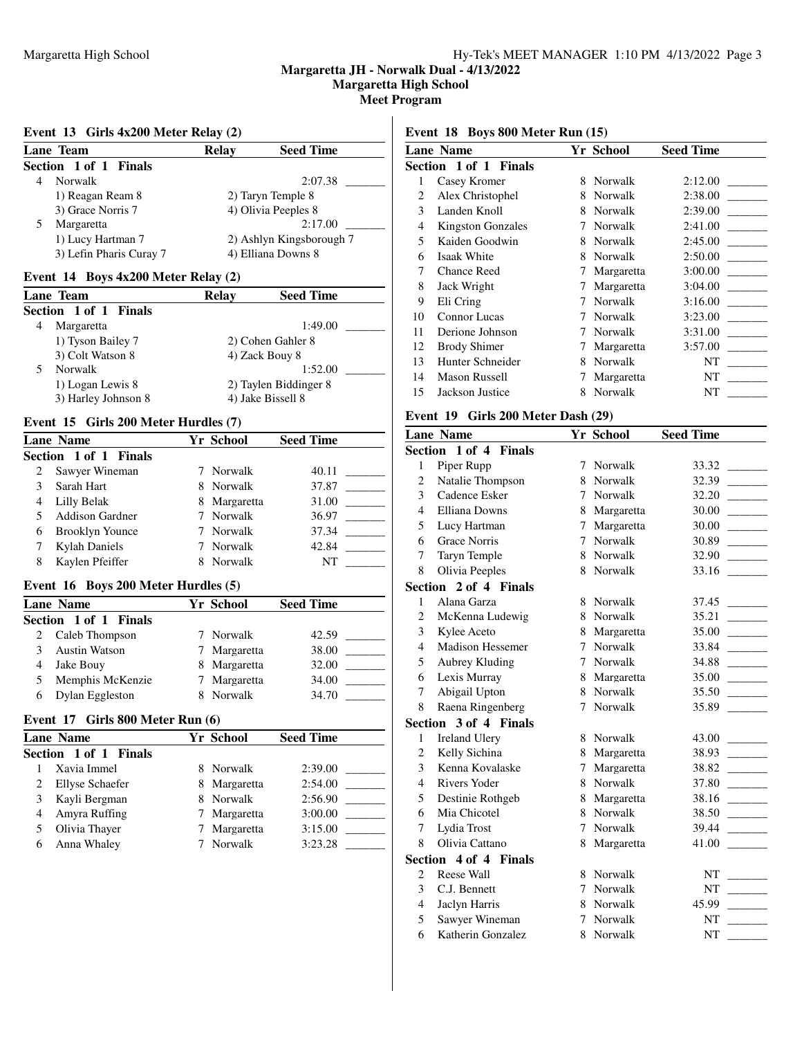## Margaretta JH - Norwalk Dual - 4/13/2022
### Margaretta High School
### Meet Program

#### Event 13 Girls 4x200 Meter Relay (2)

| Lane | Team | Relay | Seed Time |
|---|---|---|---|
| **Section 1 of 1 Finals** | | | |
| 4 | Norwalk | | 2:07.38 ______ |
| | 1) Reagan Ream 8 | 2) Taryn Temple 8 | |
| | 3) Grace Norris 7 | 4) Olivia Peeples 8 | |
| 5 | Margaretta | | 2:17.00 ______ |
| | 1) Lucy Hartman 7 | 2) Ashlyn Kingsborough 7 | |
| | 3) Lefin Pharis Curay 7 | 4) Elliana Downs 8 | |

#### Event 14 Boys 4x200 Meter Relay (2)

| Lane | Team | Relay | Seed Time |
|---|---|---|---|
| **Section 1 of 1 Finals** | | | |
| 4 | Margaretta | | 1:49.00 ______ |
| | 1) Tyson Bailey 7 | 2) Cohen Gahler 8 | |
| | 3) Colt Watson 8 | 4) Zack Bouy 8 | |
| 5 | Norwalk | | 1:52.00 ______ |
| | 1) Logan Lewis 8 | 2) Taylen Biddinger 8 | |
| | 3) Harley Johnson 8 | 4) Jake Bissell 8 | |

#### Event 15 Girls 200 Meter Hurdles (7)

| Lane | Name | Yr | School | Seed Time |
|---|---|---|---|---|
| **Section 1 of 1 Finals** | | | | |
| 2 | Sawyer Wineman | 7 | Norwalk | 40.11 ______ |
| 3 | Sarah Hart | 8 | Norwalk | 37.87 ______ |
| 4 | Lilly Belak | 8 | Margaretta | 31.00 ______ |
| 5 | Addison Gardner | 7 | Norwalk | 36.97 ______ |
| 6 | Brooklyn Younce | 7 | Norwalk | 37.34 ______ |
| 7 | Kylah Daniels | 7 | Norwalk | 42.84 ______ |
| 8 | Kaylen Pfeiffer | 8 | Norwalk | NT ______ |

#### Event 16 Boys 200 Meter Hurdles (5)

| Lane | Name | Yr | School | Seed Time |
|---|---|---|---|---|
| **Section 1 of 1 Finals** | | | | |
| 2 | Caleb Thompson | 7 | Norwalk | 42.59 ______ |
| 3 | Austin Watson | 7 | Margaretta | 38.00 ______ |
| 4 | Jake Bouy | 8 | Margaretta | 32.00 ______ |
| 5 | Memphis McKenzie | 7 | Margaretta | 34.00 ______ |
| 6 | Dylan Eggleston | 8 | Norwalk | 34.70 ______ |

#### Event 17 Girls 800 Meter Run (6)

| Lane | Name | Yr | School | Seed Time |
|---|---|---|---|---|
| **Section 1 of 1 Finals** | | | | |
| 1 | Xavia Immel | 8 | Norwalk | 2:39.00 ______ |
| 2 | Ellyse Schaefer | 8 | Margaretta | 2:54.00 ______ |
| 3 | Kayli Bergman | 8 | Norwalk | 2:56.90 ______ |
| 4 | Amyra Ruffing | 7 | Margaretta | 3:00.00 ______ |
| 5 | Olivia Thayer | 7 | Margaretta | 3:15.00 ______ |
| 6 | Anna Whaley | 7 | Norwalk | 3:23.28 ______ |

#### Event 18 Boys 800 Meter Run (15)

| Lane | Name | Yr | School | Seed Time |
|---|---|---|---|---|
| **Section 1 of 1 Finals** | | | | |
| 1 | Casey Kromer | 8 | Norwalk | 2:12.00 ______ |
| 2 | Alex Christophel | 8 | Norwalk | 2:38.00 ______ |
| 3 | Landen Knoll | 8 | Norwalk | 2:39.00 ______ |
| 4 | Kingston Gonzales | 7 | Norwalk | 2:41.00 ______ |
| 5 | Kaiden Goodwin | 8 | Norwalk | 2:45.00 ______ |
| 6 | Isaak White | 8 | Norwalk | 2:50.00 ______ |
| 7 | Chance Reed | 7 | Margaretta | 3:00.00 ______ |
| 8 | Jack Wright | 7 | Margaretta | 3:04.00 ______ |
| 9 | Eli Cring | 7 | Norwalk | 3:16.00 ______ |
| 10 | Connor Lucas | 7 | Norwalk | 3:23.00 ______ |
| 11 | Derione Johnson | 7 | Norwalk | 3:31.00 ______ |
| 12 | Brody Shimer | 7 | Margaretta | 3:57.00 ______ |
| 13 | Hunter Schneider | 8 | Norwalk | NT ______ |
| 14 | Mason Russell | 7 | Margaretta | NT ______ |
| 15 | Jackson Justice | 8 | Norwalk | NT ______ |

#### Event 19 Girls 200 Meter Dash (29)

| Lane | Name | Yr | School | Seed Time |
|---|---|---|---|---|
| **Section 1 of 4 Finals** | | | | |
| 1 | Piper Rupp | 7 | Norwalk | 33.32 ______ |
| 2 | Natalie Thompson | 8 | Norwalk | 32.39 ______ |
| 3 | Cadence Esker | 7 | Norwalk | 32.20 ______ |
| 4 | Elliana Downs | 8 | Margaretta | 30.00 ______ |
| 5 | Lucy Hartman | 7 | Margaretta | 30.00 ______ |
| 6 | Grace Norris | 7 | Norwalk | 30.89 ______ |
| 7 | Taryn Temple | 8 | Norwalk | 32.90 ______ |
| 8 | Olivia Peeples | 8 | Norwalk | 33.16 ______ |
| **Section 2 of 4 Finals** | | | | |
| 1 | Alana Garza | 8 | Norwalk | 37.45 ______ |
| 2 | McKenna Ludewig | 8 | Norwalk | 35.21 ______ |
| 3 | Kylee Aceto | 8 | Margaretta | 35.00 ______ |
| 4 | Madison Hessemer | 7 | Norwalk | 33.84 ______ |
| 5 | Aubrey Kluding | 7 | Norwalk | 34.88 ______ |
| 6 | Lexis Murray | 8 | Margaretta | 35.00 ______ |
| 7 | Abigail Upton | 8 | Norwalk | 35.50 ______ |
| 8 | Raena Ringenberg | 7 | Norwalk | 35.89 ______ |
| **Section 3 of 4 Finals** | | | | |
| 1 | Ireland Ulery | 8 | Norwalk | 43.00 ______ |
| 2 | Kelly Sichina | 8 | Margaretta | 38.93 ______ |
| 3 | Kenna Kovalaske | 7 | Margaretta | 38.82 ______ |
| 4 | Rivers Yoder | 8 | Norwalk | 37.80 ______ |
| 5 | Destinie Rothgeb | 8 | Margaretta | 38.16 ______ |
| 6 | Mia Chicotel | 8 | Norwalk | 38.50 ______ |
| 7 | Lydia Trost | 7 | Norwalk | 39.44 ______ |
| 8 | Olivia Cattano | 8 | Margaretta | 41.00 ______ |
| **Section 4 of 4 Finals** | | | | |
| 2 | Reese Wall | 8 | Norwalk | NT ______ |
| 3 | C.J. Bennett | 7 | Norwalk | NT ______ |
| 4 | Jaclyn Harris | 8 | Norwalk | 45.99 ______ |
| 5 | Sawyer Wineman | 7 | Norwalk | NT ______ |
| 6 | Katherin Gonzalez | 8 | Norwalk | NT ______ |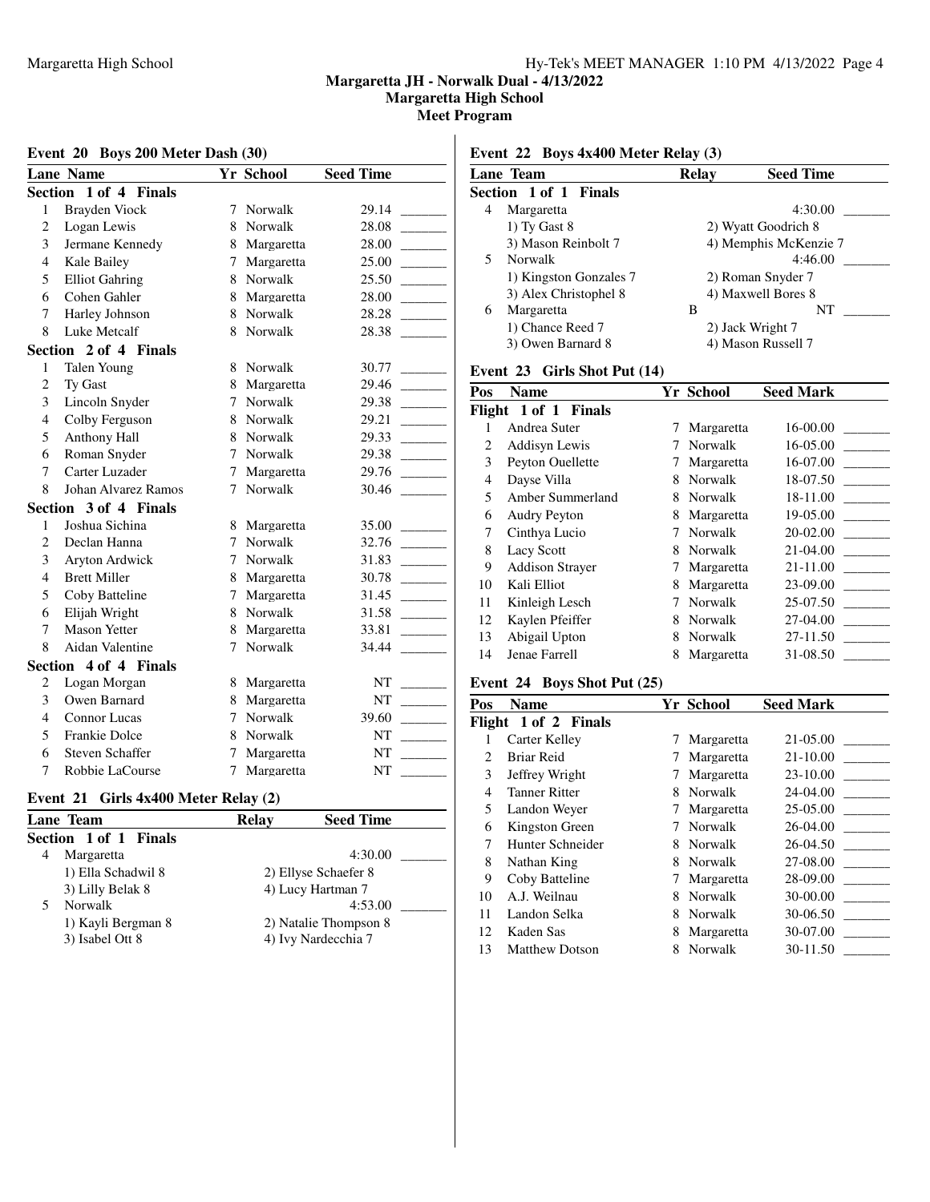# Margaretta JH - Norwalk Dual - 4/13/2022
## Margaretta High School
## Meet Program

### Event 20 Boys 200 Meter Dash (30)

| Lane | Name | Yr | School | Seed Time | |
|---|---|---|---|---|---|
| **Section 1 of 4 Finals** | | | | | |
| 1 | Brayden Viock | 7 | Norwalk | 29.14 | _______ |
| 2 | Logan Lewis | 8 | Norwalk | 28.08 | _______ |
| 3 | Jermane Kennedy | 8 | Margaretta | 28.00 | _______ |
| 4 | Kale Bailey | 7 | Margaretta | 25.00 | _______ |
| 5 | Elliot Gahring | 8 | Norwalk | 25.50 | _______ |
| 6 | Cohen Gahler | 8 | Margaretta | 28.00 | _______ |
| 7 | Harley Johnson | 8 | Norwalk | 28.28 | _______ |
| 8 | Luke Metcalf | 8 | Norwalk | 28.38 | _______ |
| **Section 2 of 4 Finals** | | | | | |
| 1 | Talen Young | 8 | Norwalk | 30.77 | _______ |
| 2 | Ty Gast | 8 | Margaretta | 29.46 | _______ |
| 3 | Lincoln Snyder | 7 | Norwalk | 29.38 | _______ |
| 4 | Colby Ferguson | 8 | Norwalk | 29.21 | _______ |
| 5 | Anthony Hall | 8 | Norwalk | 29.33 | _______ |
| 6 | Roman Snyder | 7 | Norwalk | 29.38 | _______ |
| 7 | Carter Luzader | 7 | Margaretta | 29.76 | _______ |
| 8 | Johan Alvarez Ramos | 7 | Norwalk | 30.46 | _______ |
| **Section 3 of 4 Finals** | | | | | |
| 1 | Joshua Sichina | 8 | Margaretta | 35.00 | _______ |
| 2 | Declan Hanna | 7 | Norwalk | 32.76 | _______ |
| 3 | Aryton Ardwick | 7 | Norwalk | 31.83 | _______ |
| 4 | Brett Miller | 8 | Margaretta | 30.78 | _______ |
| 5 | Coby Batteline | 7 | Margaretta | 31.45 | _______ |
| 6 | Elijah Wright | 8 | Norwalk | 31.58 | _______ |
| 7 | Mason Yetter | 8 | Margaretta | 33.81 | _______ |
| 8 | Aidan Valentine | 7 | Norwalk | 34.44 | _______ |
| **Section 4 of 4 Finals** | | | | | |
| 2 | Logan Morgan | 8 | Margaretta | NT | _______ |
| 3 | Owen Barnard | 8 | Margaretta | NT | _______ |
| 4 | Connor Lucas | 7 | Norwalk | 39.60 | _______ |
| 5 | Frankie Dolce | 8 | Norwalk | NT | _______ |
| 6 | Steven Schaffer | 7 | Margaretta | NT | _______ |
| 7 | Robbie LaCourse | 7 | Margaretta | NT | _______ |

### Event 21 Girls 4x400 Meter Relay (2)

| Lane | Team | Relay | Seed Time | |
|---|---|---|---|---|
| **Section 1 of 1 Finals** | | | | |
| 4 | Margaretta | | 4:30.00 | _______ |
| | 1) Ella Schadwil 8 | 2) Ellyse Schaefer 8 | | |
| | 3) Lilly Belak 8 | 4) Lucy Hartman 7 | | |
| 5 | Norwalk | | 4:53.00 | _______ |
| | 1) Kayli Bergman 8 | 2) Natalie Thompson 8 | | |
| | 3) Isabel Ott 8 | 4) Ivy Nardecchia 7 | | |

### Event 22 Boys 4x400 Meter Relay (3)

| Lane | Team | Relay | Seed Time | |
|---|---|---|---|---|
| **Section 1 of 1 Finals** | | | | |
| 4 | Margaretta | | 4:30.00 | _______ |
| | 1) Ty Gast 8 | 2) Wyatt Goodrich 8 | | |
| | 3) Mason Reinbolt 7 | 4) Memphis McKenzie 7 | | |
| 5 | Norwalk | | 4:46.00 | _______ |
| | 1) Kingston Gonzales 7 | 2) Roman Snyder 7 | | |
| | 3) Alex Christophel 8 | 4) Maxwell Bores 8 | | |
| 6 | Margaretta | B | NT | _______ |
| | 1) Chance Reed 7 | 2) Jack Wright 7 | | |
| | 3) Owen Barnard 8 | 4) Mason Russell 7 | | |

### Event 23 Girls Shot Put (14)

| Pos | Name | Yr | School | Seed Mark | |
|---|---|---|---|---|---|
| **Flight 1 of 1 Finals** | | | | | |
| 1 | Andrea Suter | 7 | Margaretta | 16-00.00 | _______ |
| 2 | Addisyn Lewis | 7 | Norwalk | 16-05.00 | _______ |
| 3 | Peyton Ouellette | 7 | Margaretta | 16-07.00 | _______ |
| 4 | Dayse Villa | 8 | Norwalk | 18-07.50 | _______ |
| 5 | Amber Summerland | 8 | Norwalk | 18-11.00 | _______ |
| 6 | Audry Peyton | 8 | Margaretta | 19-05.00 | _______ |
| 7 | Cinthya Lucio | 7 | Norwalk | 20-02.00 | _______ |
| 8 | Lacy Scott | 8 | Norwalk | 21-04.00 | _______ |
| 9 | Addison Strayer | 7 | Margaretta | 21-11.00 | _______ |
| 10 | Kali Elliot | 8 | Margaretta | 23-09.00 | _______ |
| 11 | Kinleigh Lesch | 7 | Norwalk | 25-07.50 | _______ |
| 12 | Kaylen Pfeiffer | 8 | Norwalk | 27-04.00 | _______ |
| 13 | Abigail Upton | 8 | Norwalk | 27-11.50 | _______ |
| 14 | Jenae Farrell | 8 | Margaretta | 31-08.50 | _______ |

### Event 24 Boys Shot Put (25)

| Pos | Name | Yr | School | Seed Mark | |
|---|---|---|---|---|---|
| **Flight 1 of 2 Finals** | | | | | |
| 1 | Carter Kelley | 7 | Margaretta | 21-05.00 | _______ |
| 2 | Briar Reid | 7 | Margaretta | 21-10.00 | _______ |
| 3 | Jeffrey Wright | 7 | Margaretta | 23-10.00 | _______ |
| 4 | Tanner Ritter | 8 | Norwalk | 24-04.00 | _______ |
| 5 | Landon Weyer | 7 | Margaretta | 25-05.00 | _______ |
| 6 | Kingston Green | 7 | Norwalk | 26-04.00 | _______ |
| 7 | Hunter Schneider | 8 | Norwalk | 26-04.50 | _______ |
| 8 | Nathan King | 8 | Norwalk | 27-08.00 | _______ |
| 9 | Coby Batteline | 7 | Margaretta | 28-09.00 | _______ |
| 10 | A.J. Weilnau | 8 | Norwalk | 30-00.00 | _______ |
| 11 | Landon Selka | 8 | Norwalk | 30-06.50 | _______ |
| 12 | Kaden Sas | 8 | Margaretta | 30-07.00 | _______ |
| 13 | Matthew Dotson | 8 | Norwalk | 30-11.50 | _______ |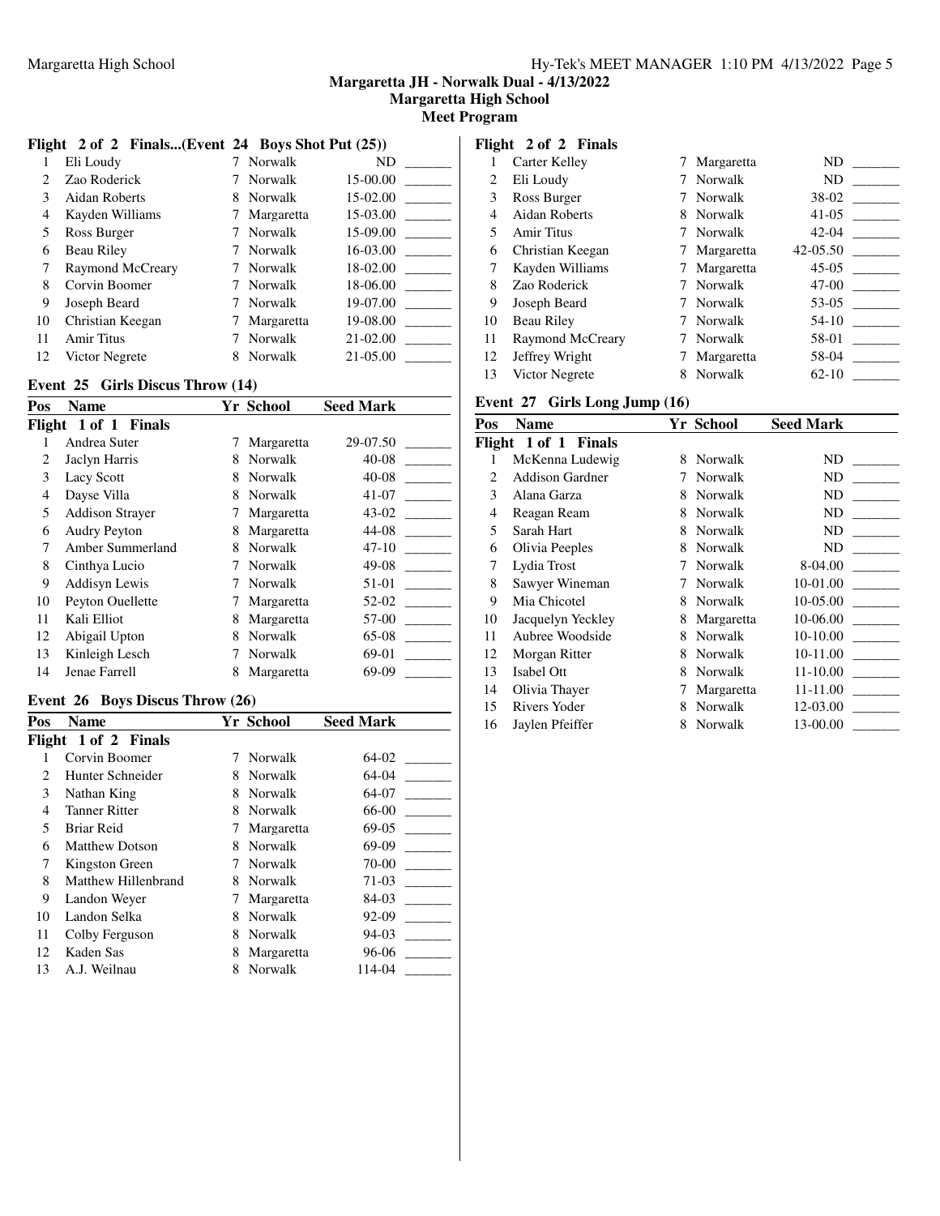### Flight 2 of 2 Finals...(Event 24 Boys Shot Put (25))

| Pos | Name | Yr | School | Seed Mark | |
|---|---|---|---|---|---|
| 1 | Eli Loudy | 7 | Norwalk | ND | _______ |
| 2 | Zao Roderick | 7 | Norwalk | 15-00.00 | _______ |
| 3 | Aidan Roberts | 8 | Norwalk | 15-02.00 | _______ |
| 4 | Kayden Williams | 7 | Margaretta | 15-03.00 | _______ |
| 5 | Ross Burger | 7 | Norwalk | 15-09.00 | _______ |
| 6 | Beau Riley | 7 | Norwalk | 16-03.00 | _______ |
| 7 | Raymond McCreary | 7 | Norwalk | 18-02.00 | _______ |
| 8 | Corvin Boomer | 7 | Norwalk | 18-06.00 | _______ |
| 9 | Joseph Beard | 7 | Norwalk | 19-07.00 | _______ |
| 10 | Christian Keegan | 7 | Margaretta | 19-08.00 | _______ |
| 11 | Amir Titus | 7 | Norwalk | 21-02.00 | _______ |
| 12 | Victor Negrete | 8 | Norwalk | 21-05.00 | _______ |

### Event 25 Girls Discus Throw (14)

| Pos | Name | Yr | School | Seed Mark | |
|---|---|---|---|---|---|
| **Flight 1 of 1 Finals** | | | | | |
| 1 | Andrea Suter | 7 | Margaretta | 29-07.50 | _______ |
| 2 | Jaclyn Harris | 8 | Norwalk | 40-08 | _______ |
| 3 | Lacy Scott | 8 | Norwalk | 40-08 | _______ |
| 4 | Dayse Villa | 8 | Norwalk | 41-07 | _______ |
| 5 | Addison Strayer | 7 | Margaretta | 43-02 | _______ |
| 6 | Audry Peyton | 8 | Margaretta | 44-08 | _______ |
| 7 | Amber Summerland | 8 | Norwalk | 47-10 | _______ |
| 8 | Cinthya Lucio | 7 | Norwalk | 49-08 | _______ |
| 9 | Addisyn Lewis | 7 | Norwalk | 51-01 | _______ |
| 10 | Peyton Ouellette | 7 | Margaretta | 52-02 | _______ |
| 11 | Kali Elliot | 8 | Margaretta | 57-00 | _______ |
| 12 | Abigail Upton | 8 | Norwalk | 65-08 | _______ |
| 13 | Kinleigh Lesch | 7 | Norwalk | 69-01 | _______ |
| 14 | Jenae Farrell | 8 | Margaretta | 69-09 | _______ |

### Event 26 Boys Discus Throw (26)

| Pos | Name | Yr | School | Seed Mark | |
|---|---|---|---|---|---|
| **Flight 1 of 2 Finals** | | | | | |
| 1 | Corvin Boomer | 7 | Norwalk | 64-02 | _______ |
| 2 | Hunter Schneider | 8 | Norwalk | 64-04 | _______ |
| 3 | Nathan King | 8 | Norwalk | 64-07 | _______ |
| 4 | Tanner Ritter | 8 | Norwalk | 66-00 | _______ |
| 5 | Briar Reid | 7 | Margaretta | 69-05 | _______ |
| 6 | Matthew Dotson | 8 | Norwalk | 69-09 | _______ |
| 7 | Kingston Green | 7 | Norwalk | 70-00 | _______ |
| 8 | Matthew Hillenbrand | 8 | Norwalk | 71-03 | _______ |
| 9 | Landon Weyer | 7 | Margaretta | 84-03 | _______ |
| 10 | Landon Selka | 8 | Norwalk | 92-09 | _______ |
| 11 | Colby Ferguson | 8 | Norwalk | 94-03 | _______ |
| 12 | Kaden Sas | 8 | Margaretta | 96-06 | _______ |
| 13 | A.J. Weilnau | 8 | Norwalk | 114-04 | _______ |
| **Flight 2 of 2 Finals** | | | | | |
| 1 | Carter Kelley | 7 | Margaretta | ND | _______ |
| 2 | Eli Loudy | 7 | Norwalk | ND | _______ |
| 3 | Ross Burger | 7 | Norwalk | 38-02 | _______ |
| 4 | Aidan Roberts | 8 | Norwalk | 41-05 | _______ |
| 5 | Amir Titus | 7 | Norwalk | 42-04 | _______ |
| 6 | Christian Keegan | 7 | Margaretta | 42-05.50 | _______ |
| 7 | Kayden Williams | 7 | Margaretta | 45-05 | _______ |
| 8 | Zao Roderick | 7 | Norwalk | 47-00 | _______ |
| 9 | Joseph Beard | 7 | Norwalk | 53-05 | _______ |
| 10 | Beau Riley | 7 | Norwalk | 54-10 | _______ |
| 11 | Raymond McCreary | 7 | Norwalk | 58-01 | _______ |
| 12 | Jeffrey Wright | 7 | Margaretta | 58-04 | _______ |
| 13 | Victor Negrete | 8 | Norwalk | 62-10 | _______ |

### Event 27 Girls Long Jump (16)

| Pos | Name | Yr | School | Seed Mark | |
|---|---|---|---|---|---|
| **Flight 1 of 1 Finals** | | | | | |
| 1 | McKenna Ludewig | 8 | Norwalk | ND | _______ |
| 2 | Addison Gardner | 7 | Norwalk | ND | _______ |
| 3 | Alana Garza | 8 | Norwalk | ND | _______ |
| 4 | Reagan Ream | 8 | Norwalk | ND | _______ |
| 5 | Sarah Hart | 8 | Norwalk | ND | _______ |
| 6 | Olivia Peeples | 8 | Norwalk | ND | _______ |
| 7 | Lydia Trost | 7 | Norwalk | 8-04.00 | _______ |
| 8 | Sawyer Wineman | 7 | Norwalk | 10-01.00 | _______ |
| 9 | Mia Chicotel | 8 | Norwalk | 10-05.00 | _______ |
| 10 | Jacquelyn Yeckley | 8 | Margaretta | 10-06.00 | _______ |
| 11 | Aubree Woodside | 8 | Norwalk | 10-10.00 | _______ |
| 12 | Morgan Ritter | 8 | Norwalk | 10-11.00 | _______ |
| 13 | Isabel Ott | 8 | Norwalk | 11-10.00 | _______ |
| 14 | Olivia Thayer | 7 | Margaretta | 11-11.00 | _______ |
| 15 | Rivers Yoder | 8 | Norwalk | 12-03.00 | _______ |
| 16 | Jaylen Pfeiffer | 8 | Norwalk | 13-00.00 | _______ |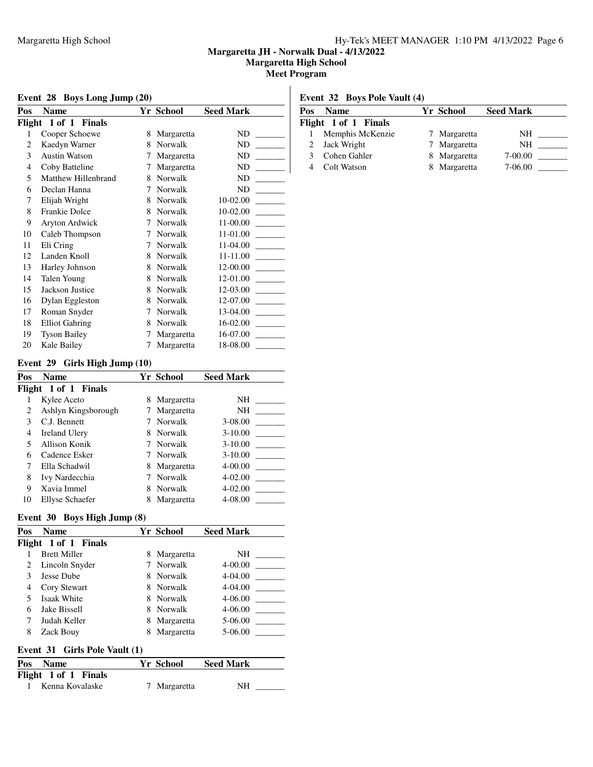## Margaretta JH - Norwalk Dual - 4/13/2022
## Margaretta High School
## Meet Program

### Event 28 Boys Long Jump (20)

| Pos | Name | Yr | School | Seed Mark | |
|---|---|---|---|---|---|
| **Flight 1 of 1 Finals** | | | | | |
| 1 | Cooper Schoewe | 8 | Margaretta | ND | _______ |
| 2 | Kaedyn Warner | 8 | Norwalk | ND | _______ |
| 3 | Austin Watson | 7 | Margaretta | ND | _______ |
| 4 | Coby Batteline | 7 | Margaretta | ND | _______ |
| 5 | Matthew Hillenbrand | 8 | Norwalk | ND | _______ |
| 6 | Declan Hanna | 7 | Norwalk | ND | _______ |
| 7 | Elijah Wright | 8 | Norwalk | 10-02.00 | _______ |
| 8 | Frankie Dolce | 8 | Norwalk | 10-02.00 | _______ |
| 9 | Aryton Ardwick | 7 | Norwalk | 11-00.00 | _______ |
| 10 | Caleb Thompson | 7 | Norwalk | 11-01.00 | _______ |
| 11 | Eli Cring | 7 | Norwalk | 11-04.00 | _______ |
| 12 | Landen Knoll | 8 | Norwalk | 11-11.00 | _______ |
| 13 | Harley Johnson | 8 | Norwalk | 12-00.00 | _______ |
| 14 | Talen Young | 8 | Norwalk | 12-01.00 | _______ |
| 15 | Jackson Justice | 8 | Norwalk | 12-03.00 | _______ |
| 16 | Dylan Eggleston | 8 | Norwalk | 12-07.00 | _______ |
| 17 | Roman Snyder | 7 | Norwalk | 13-04.00 | _______ |
| 18 | Elliot Gahring | 8 | Norwalk | 16-02.00 | _______ |
| 19 | Tyson Bailey | 7 | Margaretta | 16-07.00 | _______ |
| 20 | Kale Bailey | 7 | Margaretta | 18-08.00 | _______ |

### Event 29 Girls High Jump (10)

| Pos | Name | Yr | School | Seed Mark | |
|---|---|---|---|---|---|
| **Flight 1 of 1 Finals** | | | | | |
| 1 | Kylee Aceto | 8 | Margaretta | NH | _______ |
| 2 | Ashlyn Kingsborough | 7 | Margaretta | NH | _______ |
| 3 | C.J. Bennett | 7 | Norwalk | 3-08.00 | _______ |
| 4 | Ireland Ulery | 8 | Norwalk | 3-10.00 | _______ |
| 5 | Allison Konik | 7 | Norwalk | 3-10.00 | _______ |
| 6 | Cadence Esker | 7 | Norwalk | 3-10.00 | _______ |
| 7 | Ella Schadwil | 8 | Margaretta | 4-00.00 | _______ |
| 8 | Ivy Nardecchia | 7 | Norwalk | 4-02.00 | _______ |
| 9 | Xavia Immel | 8 | Norwalk | 4-02.00 | _______ |
| 10 | Ellyse Schaefer | 8 | Margaretta | 4-08.00 | _______ |

### Event 30 Boys High Jump (8)

| Pos | Name | Yr | School | Seed Mark | |
|---|---|---|---|---|---|
| **Flight 1 of 1 Finals** | | | | | |
| 1 | Brett Miller | 8 | Margaretta | NH | _______ |
| 2 | Lincoln Snyder | 7 | Norwalk | 4-00.00 | _______ |
| 3 | Jesse Dube | 8 | Norwalk | 4-04.00 | _______ |
| 4 | Cory Stewart | 8 | Norwalk | 4-04.00 | _______ |
| 5 | Isaak White | 8 | Norwalk | 4-06.00 | _______ |
| 6 | Jake Bissell | 8 | Norwalk | 4-06.00 | _______ |
| 7 | Judah Keller | 8 | Margaretta | 5-06.00 | _______ |
| 8 | Zack Bouy | 8 | Margaretta | 5-06.00 | _______ |

### Event 31 Girls Pole Vault (1)

| Pos | Name | Yr | School | Seed Mark | |
|---|---|---|---|---|---|
| **Flight 1 of 1 Finals** | | | | | |
| 1 | Kenna Kovalaske | 7 | Margaretta | NH | _______ |

### Event 32 Boys Pole Vault (4)

| Pos | Name | Yr | School | Seed Mark | |
|---|---|---|---|---|---|
| **Flight 1 of 1 Finals** | | | | | |
| 1 | Memphis McKenzie | 7 | Margaretta | NH | _______ |
| 2 | Jack Wright | 7 | Margaretta | NH | _______ |
| 3 | Cohen Gahler | 8 | Margaretta | 7-00.00 | _______ |
| 4 | Colt Watson | 8 | Margaretta | 7-06.00 | _______ |